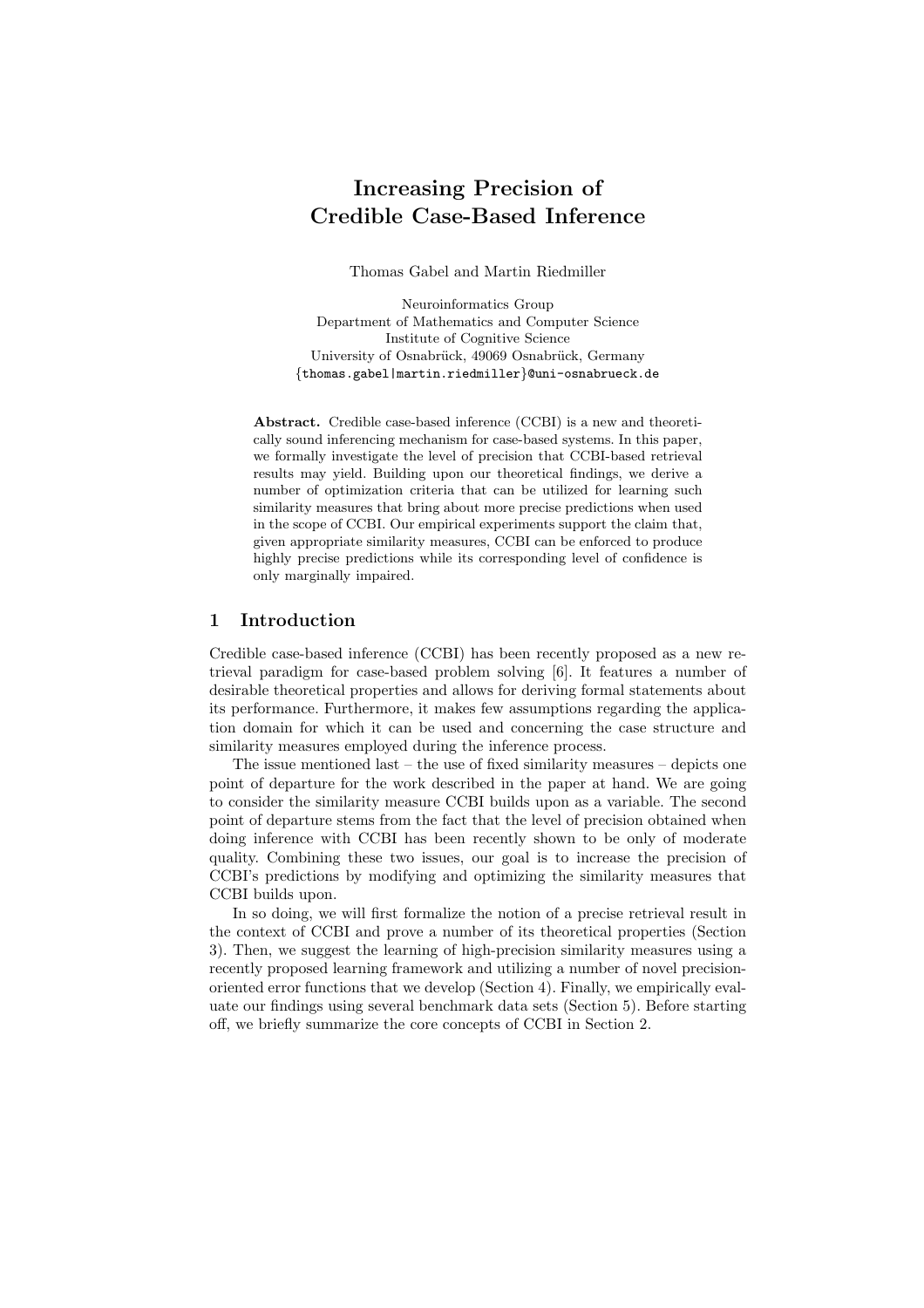# Increasing Precision of Credible Case-Based Inference

Thomas Gabel and Martin Riedmiller

Neuroinformatics Group
Department of Mathematics and Computer Science
Institute of Cognitive Science
University of Osnabrück, 49069 Osnabrück, Germany
{thomas.gabel|martin.riedmiller}@uni-osnabrueck.de

**Abstract.** Credible case-based inference (CCBI) is a new and theoretically sound inferencing mechanism for case-based systems. In this paper, we formally investigate the level of precision that CCBI-based retrieval results may yield. Building upon our theoretical findings, we derive a number of optimization criteria that can be utilized for learning such similarity measures that bring about more precise predictions when used in the scope of CCBI. Our empirical experiments support the claim that, given appropriate similarity measures, CCBI can be enforced to produce highly precise predictions while its corresponding level of confidence is only marginally impaired.

## 1 Introduction

Credible case-based inference (CCBI) has been recently proposed as a new retrieval paradigm for case-based problem solving [6]. It features a number of desirable theoretical properties and allows for deriving formal statements about its performance. Furthermore, it makes few assumptions regarding the application domain for which it can be used and concerning the case structure and similarity measures employed during the inference process.

The issue mentioned last – the use of fixed similarity measures – depicts one point of departure for the work described in the paper at hand. We are going to consider the similarity measure CCBI builds upon as a variable. The second point of departure stems from the fact that the level of precision obtained when doing inference with CCBI has been recently shown to be only of moderate quality. Combining these two issues, our goal is to increase the precision of CCBI's predictions by modifying and optimizing the similarity measures that CCBI builds upon.

In so doing, we will first formalize the notion of a precise retrieval result in the context of CCBI and prove a number of its theoretical properties (Section 3). Then, we suggest the learning of high-precision similarity measures using a recently proposed learning framework and utilizing a number of novel precision-oriented error functions that we develop (Section 4). Finally, we empirically evaluate our findings using several benchmark data sets (Section 5). Before starting off, we briefly summarize the core concepts of CCBI in Section 2.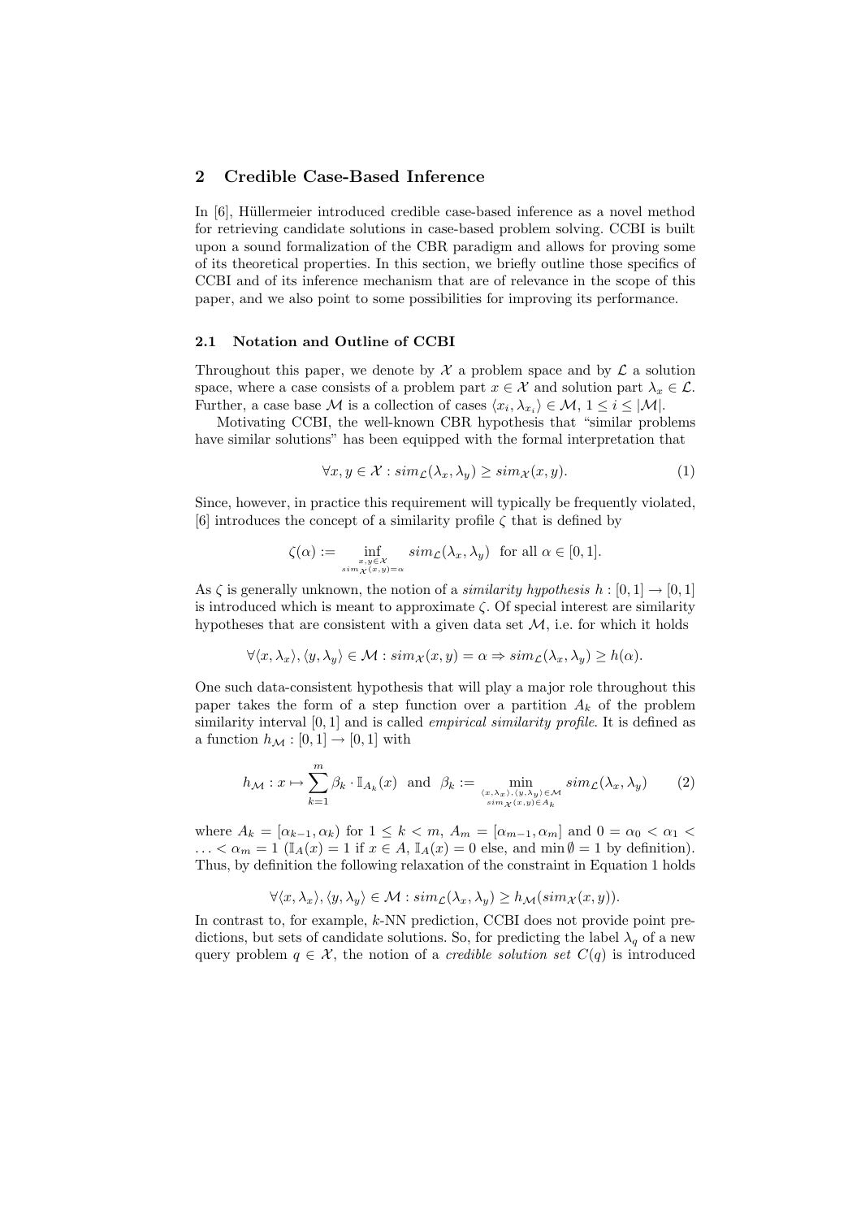## 2 Credible Case-Based Inference

In [6], Hüllermeier introduced credible case-based inference as a novel method for retrieving candidate solutions in case-based problem solving. CCBI is built upon a sound formalization of the CBR paradigm and allows for proving some of its theoretical properties. In this section, we briefly outline those specifics of CCBI and of its inference mechanism that are of relevance in the scope of this paper, and we also point to some possibilities for improving its performance.

### 2.1 Notation and Outline of CCBI

Throughout this paper, we denote by $\mathcal{X}$ a problem space and by $\mathcal{L}$ a solution space, where a case consists of a problem part $x \in \mathcal{X}$ and solution part $\lambda_x \in \mathcal{L}$. Further, a case base $\mathcal{M}$ is a collection of cases $\langle x_i, \lambda_{x_i} \rangle \in \mathcal{M}$, $1 \leq i \leq |\mathcal{M}|$.

Motivating CCBI, the well-known CBR hypothesis that "similar problems have similar solutions" has been equipped with the formal interpretation that

$$\forall x, y \in \mathcal{X} : sim_{\mathcal{L}}(\lambda_x, \lambda_y) \geq sim_{\mathcal{X}}(x, y). \tag{1}$$

Since, however, in practice this requirement will typically be frequently violated, [6] introduces the concept of a similarity profile $\zeta$ that is defined by

$$\zeta(\alpha) := \inf_{\substack{x,y \in \mathcal{X} \\ sim_{\mathcal{X}}(x,y)=\alpha}} sim_{\mathcal{L}}(\lambda_x, \lambda_y) \quad \text{for all } \alpha \in [0,1].$$

As $\zeta$ is generally unknown, the notion of a *similarity hypothesis* $h : [0,1] \to [0,1]$ is introduced which is meant to approximate $\zeta$. Of special interest are similarity hypotheses that are consistent with a given data set $\mathcal{M}$, i.e. for which it holds

$$\forall \langle x, \lambda_x \rangle, \langle y, \lambda_y \rangle \in \mathcal{M} : sim_{\mathcal{X}}(x, y) = \alpha \Rightarrow sim_{\mathcal{L}}(\lambda_x, \lambda_y) \geq h(\alpha).$$

One such data-consistent hypothesis that will play a major role throughout this paper takes the form of a step function over a partition $A_k$ of the problem similarity interval $[0,1]$ and is called *empirical similarity profile*. It is defined as a function $h_{\mathcal{M}} : [0,1] \to [0,1]$ with

$$h_{\mathcal{M}} : x \mapsto \sum_{k=1}^{m} \beta_k \cdot \mathbb{I}_{A_k}(x) \quad \text{and} \quad \beta_k := \min_{\substack{\langle x,\lambda_x \rangle, \langle y,\lambda_y \rangle \in \mathcal{M} \\ sim_{\mathcal{X}}(x,y) \in A_k}} sim_{\mathcal{L}}(\lambda_x, \lambda_y) \tag{2}$$

where $A_k = [\alpha_{k-1}, \alpha_k)$ for $1 \leq k < m$, $A_m = [\alpha_{m-1}, \alpha_m]$ and $0 = \alpha_0 < \alpha_1 < \ldots < \alpha_m = 1$ ($\mathbb{I}_A(x) = 1$ if $x \in A$, $\mathbb{I}_A(x) = 0$ else, and $\min \emptyset = 1$ by definition). Thus, by definition the following relaxation of the constraint in Equation 1 holds

$$\forall \langle x, \lambda_x \rangle, \langle y, \lambda_y \rangle \in \mathcal{M} : sim_{\mathcal{L}}(\lambda_x, \lambda_y) \geq h_{\mathcal{M}}(sim_{\mathcal{X}}(x, y)).$$

In contrast to, for example, $k$-NN prediction, CCBI does not provide point predictions, but sets of candidate solutions. So, for predicting the label $\lambda_q$ of a new query problem $q \in \mathcal{X}$, the notion of a *credible solution set* $C(q)$ is introduced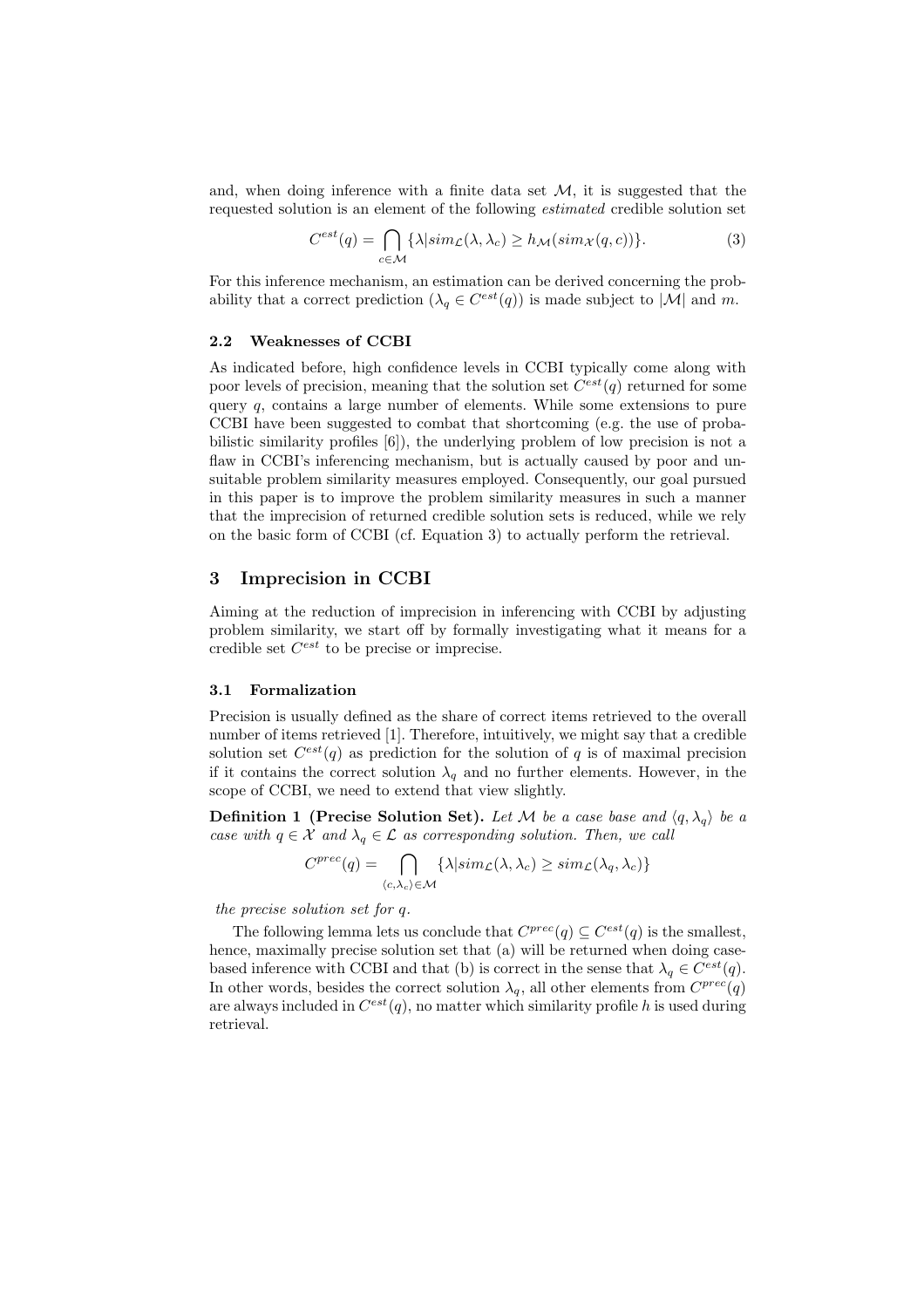and, when doing inference with a finite data set $\mathcal{M}$, it is suggested that the requested solution is an element of the following *estimated* credible solution set

$$C^{est}(q) = \bigcap_{c \in \mathcal{M}} \{\lambda | sim_{\mathcal{L}}(\lambda, \lambda_c) \geq h_{\mathcal{M}}(sim_{\mathcal{X}}(q, c))\}. \tag{3}$$

For this inference mechanism, an estimation can be derived concerning the probability that a correct prediction ($\lambda_q \in C^{est}(q)$) is made subject to $|\mathcal{M}|$ and $m$.

### 2.2 Weaknesses of CCBI

As indicated before, high confidence levels in CCBI typically come along with poor levels of precision, meaning that the solution set $C^{est}(q)$ returned for some query $q$, contains a large number of elements. While some extensions to pure CCBI have been suggested to combat that shortcoming (e.g. the use of probabilistic similarity profiles [6]), the underlying problem of low precision is not a flaw in CCBI's inferencing mechanism, but is actually caused by poor and unsuitable problem similarity measures employed. Consequently, our goal pursued in this paper is to improve the problem similarity measures in such a manner that the imprecision of returned credible solution sets is reduced, while we rely on the basic form of CCBI (cf. Equation 3) to actually perform the retrieval.

## 3 Imprecision in CCBI

Aiming at the reduction of imprecision in inferencing with CCBI by adjusting problem similarity, we start off by formally investigating what it means for a credible set $C^{est}$ to be precise or imprecise.

### 3.1 Formalization

Precision is usually defined as the share of correct items retrieved to the overall number of items retrieved [1]. Therefore, intuitively, we might say that a credible solution set $C^{est}(q)$ as prediction for the solution of $q$ is of maximal precision if it contains the correct solution $\lambda_q$ and no further elements. However, in the scope of CCBI, we need to extend that view slightly.

**Definition 1 (Precise Solution Set).** *Let $\mathcal{M}$ be a case base and $\langle q, \lambda_q \rangle$ be a case with $q \in \mathcal{X}$ and $\lambda_q \in \mathcal{L}$ as corresponding solution. Then, we call*

$$C^{prec}(q) = \bigcap_{\langle c, \lambda_c \rangle \in \mathcal{M}} \{\lambda | sim_{\mathcal{L}}(\lambda, \lambda_c) \geq sim_{\mathcal{L}}(\lambda_q, \lambda_c)\}$$

*the precise solution set for $q$.*

The following lemma lets us conclude that $C^{prec}(q) \subseteq C^{est}(q)$ is the smallest, hence, maximally precise solution set that (a) will be returned when doing case-based inference with CCBI and that (b) is correct in the sense that $\lambda_q \in C^{est}(q)$. In other words, besides the correct solution $\lambda_q$, all other elements from $C^{prec}(q)$ are always included in $C^{est}(q)$, no matter which similarity profile $h$ is used during retrieval.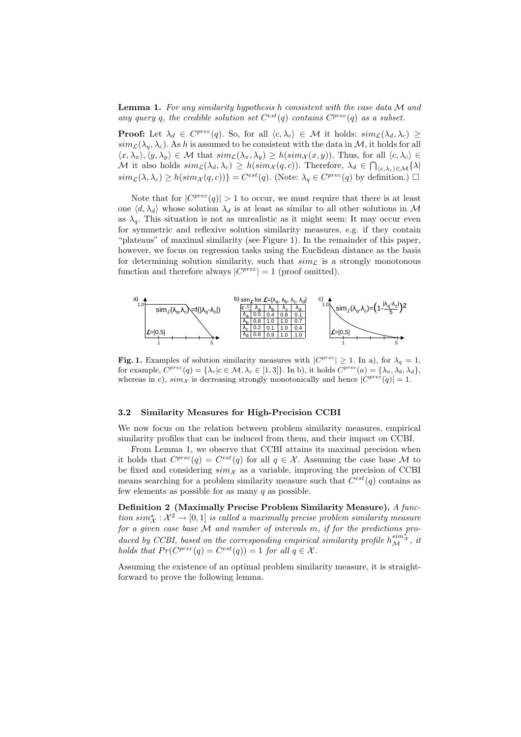**Lemma 1.** *For any similarity hypothesis $h$ consistent with the case data $\mathcal{M}$ and any query $q$, the credible solution set $C^{est}(q)$ contains $C^{prec}(q)$ as a subset.*

**Proof:** Let $\lambda_d \in C^{prec}(q)$. So, for all $\langle c, \lambda_c \rangle \in \mathcal{M}$ it holds: $sim_{\mathcal{L}}(\lambda_d, \lambda_c) \geq sim_{\mathcal{L}}(\lambda_q, \lambda_c)$. As $h$ is assumed to be consistent with the data in $\mathcal{M}$, it holds for all $\langle x, \lambda_x \rangle, \langle y, \lambda_y \rangle \in \mathcal{M}$ that $sim_{\mathcal{L}}(\lambda_x, \lambda_y) \geq h(sim_{\mathcal{X}}(x, y))$. Thus, for all $\langle c, \lambda_c \rangle \in \mathcal{M}$ it also holds $sim_{\mathcal{L}}(\lambda_d, \lambda_c) \geq h(sim_{\mathcal{X}}(q, c))$. Therefore, $\lambda_d \in \bigcap_{\langle c, \lambda_c \rangle \in \mathcal{M}} \{\lambda | sim_{\mathcal{L}}(\lambda, \lambda_c) \geq h(sim_{\mathcal{X}}(q, c))\} = C^{est}(q)$. (Note: $\lambda_q \in C^{prec}(q)$ by definition.) □

Note that for $|C^{prec}(q)| > 1$ to occur, we must require that there is at least one $\langle d, \lambda_d \rangle$ whose solution $\lambda_d$ is at least as similar to all other solutions in $\mathcal{M}$ as $\lambda_q$. This situation is not as unrealistic as it might seem: It may occur even for symmetric and reflexive solution similarity measures, e.g. if they contain "plateaus" of maximal similarity (see Figure 1). In the remainder of this paper, however, we focus on regression tasks using the Euclidean distance as the basis for determining solution similarity, such that $sim_{\mathcal{L}}$ is a strongly monotonous function and therefore always $|C^{prec}| = 1$ (proof omitted).

a) $sim_{\mathcal{L}}(\lambda_q, \lambda_c) = f(|\lambda_q - \lambda_c|)$, $\mathcal{L} = [0,5]$

b) $sim_{\mathcal{L}}$ for $\mathcal{L} = \{\lambda_a, \lambda_b, \lambda_c, \lambda_d\}$

| q \ c | $\lambda_a$ | $\lambda_b$ | $\lambda_c$ | $\lambda_d$ |
|---|---|---|---|---|
| $\lambda_a$ | 0.5 | 0.4 | 0.8 | 0.1 |
| $\lambda_b$ | 0.8 | 1.0 | 1.0 | 0.7 |
| $\lambda_c$ | 0.2 | 0.1 | 1.0 | 0.4 |
| $\lambda_d$ | 0.8 | 0.9 | 1.0 | 1.0 |

c) $sim_{\mathcal{L}}(\lambda_q, \lambda_c) = \left(1 - \frac{|\lambda_q - \lambda_c|}{5}\right)^2$, $\mathcal{L} = [0,5]$

**Fig. 1.** Examples of solution similarity measures with $|C^{prec}| \geq 1$. In a), for $\lambda_q = 1$, for example, $C^{prec}(q) = \{\lambda_c | c \in \mathcal{M}, \lambda_c \in [1, 3]\}$. In b), it holds $C^{prec}(a) = \{\lambda_a, \lambda_b, \lambda_d\}$, whereas in c), $sim_{\mathcal{X}}$ is decreasing strongly monotonically and hence $|C^{prec}(q)| = 1$.

### 3.2 Similarity Measures for High-Precision CCBI

We now focus on the relation between problem similarity measures, empirical similarity profiles that can be induced from them, and their impact on CCBI.

From Lemma 1, we observe that CCBI attains its maximal precision when it holds that $C^{prec}(q) = C^{est}(q)$ for all $q \in \mathcal{X}$. Assuming the case base $\mathcal{M}$ to be fixed and considering $sim_{\mathcal{X}}$ as a variable, improving the precision of CCBI means searching for a problem similarity measure such that $C^{est}(q)$ contains as few elements as possible for as many $q$ as possible.

**Definition 2 (Maximally Precise Problem Similarity Measure).** *A function $sim^{\star}_{\mathcal{X}} : \mathcal{X}^2 \to [0, 1]$ is called a maximally precise problem similarity measure for a given case base $\mathcal{M}$ and number of intervals $m$, if for the predictions produced by CCBI, based on the corresponding empirical similarity profile $h^{sim^{\star}_{\mathcal{X}}}_{\mathcal{M}}$, it holds that $Pr(C^{prec}(q) = C^{est}(q)) = 1$ for all $q \in \mathcal{X}$.*

Assuming the existence of an optimal problem similarity measure, it is straightforward to prove the following lemma.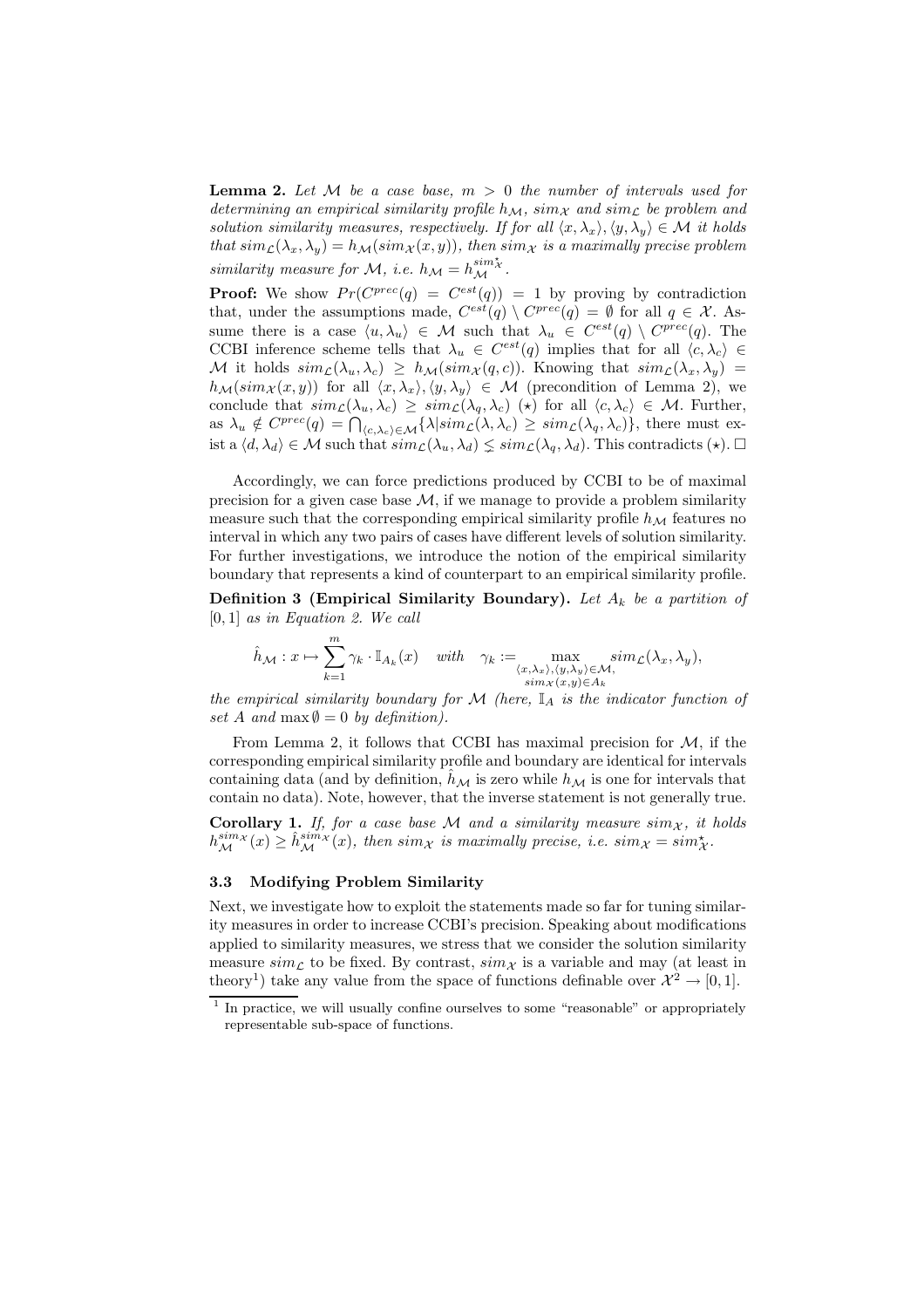**Lemma 2.** *Let $\mathcal{M}$ be a case base, $m > 0$ the number of intervals used for determining an empirical similarity profile $h_{\mathcal{M}}$, $sim_{\mathcal{X}}$ and $sim_{\mathcal{L}}$ be problem and solution similarity measures, respectively. If for all $\langle x, \lambda_x \rangle, \langle y, \lambda_y \rangle \in \mathcal{M}$ it holds that $sim_{\mathcal{L}}(\lambda_x, \lambda_y) = h_{\mathcal{M}}(sim_{\mathcal{X}}(x, y))$, then $sim_{\mathcal{X}}$ is a maximally precise problem similarity measure for $\mathcal{M}$, i.e. $h_{\mathcal{M}} = h_{\mathcal{M}}^{sim^{\star}_{\mathcal{X}}}$.*

**Proof:** We show $Pr(C^{prec}(q) = C^{est}(q)) = 1$ by proving by contradiction that, under the assumptions made, $C^{est}(q) \setminus C^{prec}(q) = \emptyset$ for all $q \in \mathcal{X}$. Assume there is a case $\langle u, \lambda_u \rangle \in \mathcal{M}$ such that $\lambda_u \in C^{est}(q) \setminus C^{prec}(q)$. The CCBI inference scheme tells that $\lambda_u \in C^{est}(q)$ implies that for all $\langle c, \lambda_c \rangle \in \mathcal{M}$ it holds $sim_{\mathcal{L}}(\lambda_u, \lambda_c) \geq h_{\mathcal{M}}(sim_{\mathcal{X}}(q, c))$. Knowing that $sim_{\mathcal{L}}(\lambda_x, \lambda_y) = h_{\mathcal{M}}(sim_{\mathcal{X}}(x, y))$ for all $\langle x, \lambda_x \rangle, \langle y, \lambda_y \rangle \in \mathcal{M}$ (precondition of Lemma 2), we conclude that $sim_{\mathcal{L}}(\lambda_u, \lambda_c) \geq sim_{\mathcal{L}}(\lambda_q, \lambda_c)$ $(\star)$ for all $\langle c, \lambda_c \rangle \in \mathcal{M}$. Further, as $\lambda_u \notin C^{prec}(q) = \bigcap_{\langle c, \lambda_c \rangle \in \mathcal{M}} \{\lambda | sim_{\mathcal{L}}(\lambda, \lambda_c) \geq sim_{\mathcal{L}}(\lambda_q, \lambda_c)\}$, there must exist a $\langle d, \lambda_d \rangle \in \mathcal{M}$ such that $sim_{\mathcal{L}}(\lambda_u, \lambda_d) \lneq sim_{\mathcal{L}}(\lambda_q, \lambda_d)$. This contradicts $(\star)$. $\square$

Accordingly, we can force predictions produced by CCBI to be of maximal precision for a given case base $\mathcal{M}$, if we manage to provide a problem similarity measure such that the corresponding empirical similarity profile $h_{\mathcal{M}}$ features no interval in which any two pairs of cases have different levels of solution similarity. For further investigations, we introduce the notion of the empirical similarity boundary that represents a kind of counterpart to an empirical similarity profile.

**Definition 3 (Empirical Similarity Boundary).** *Let $A_k$ be a partition of $[0, 1]$ as in Equation 2. We call*

$$\hat{h}_{\mathcal{M}} : x \mapsto \sum_{k=1}^{m} \gamma_k \cdot \mathbb{I}_{A_k}(x) \quad with \quad \gamma_k := \max_{\substack{\langle x, \lambda_x \rangle, \langle y, \lambda_y \rangle \in \mathcal{M}, \\ sim_{\mathcal{X}}(x,y) \in A_k}} sim_{\mathcal{L}}(\lambda_x, \lambda_y),$$

*the empirical similarity boundary for $\mathcal{M}$ (here, $\mathbb{I}_A$ is the indicator function of set $A$ and $\max \emptyset = 0$ by definition).*

From Lemma 2, it follows that CCBI has maximal precision for $\mathcal{M}$, if the corresponding empirical similarity profile and boundary are identical for intervals containing data (and by definition, $\hat{h}_{\mathcal{M}}$ is zero while $h_{\mathcal{M}}$ is one for intervals that contain no data). Note, however, that the inverse statement is not generally true.

**Corollary 1.** *If, for a case base $\mathcal{M}$ and a similarity measure $sim_{\mathcal{X}}$, it holds $h_{\mathcal{M}}^{sim_{\mathcal{X}}}(x) \geq \hat{h}_{\mathcal{M}}^{sim_{\mathcal{X}}}(x)$, then $sim_{\mathcal{X}}$ is maximally precise, i.e. $sim_{\mathcal{X}} = sim^{\star}_{\mathcal{X}}$.*

### 3.3 Modifying Problem Similarity

Next, we investigate how to exploit the statements made so far for tuning similarity measures in order to increase CCBI's precision. Speaking about modifications applied to similarity measures, we stress that we consider the solution similarity measure $sim_{\mathcal{L}}$ to be fixed. By contrast, $sim_{\mathcal{X}}$ is a variable and may (at least in theory[1]) take any value from the space of functions definable over $\mathcal{X}^2 \rightarrow [0, 1]$.

[1] In practice, we will usually confine ourselves to some "reasonable" or appropriately representable sub-space of functions.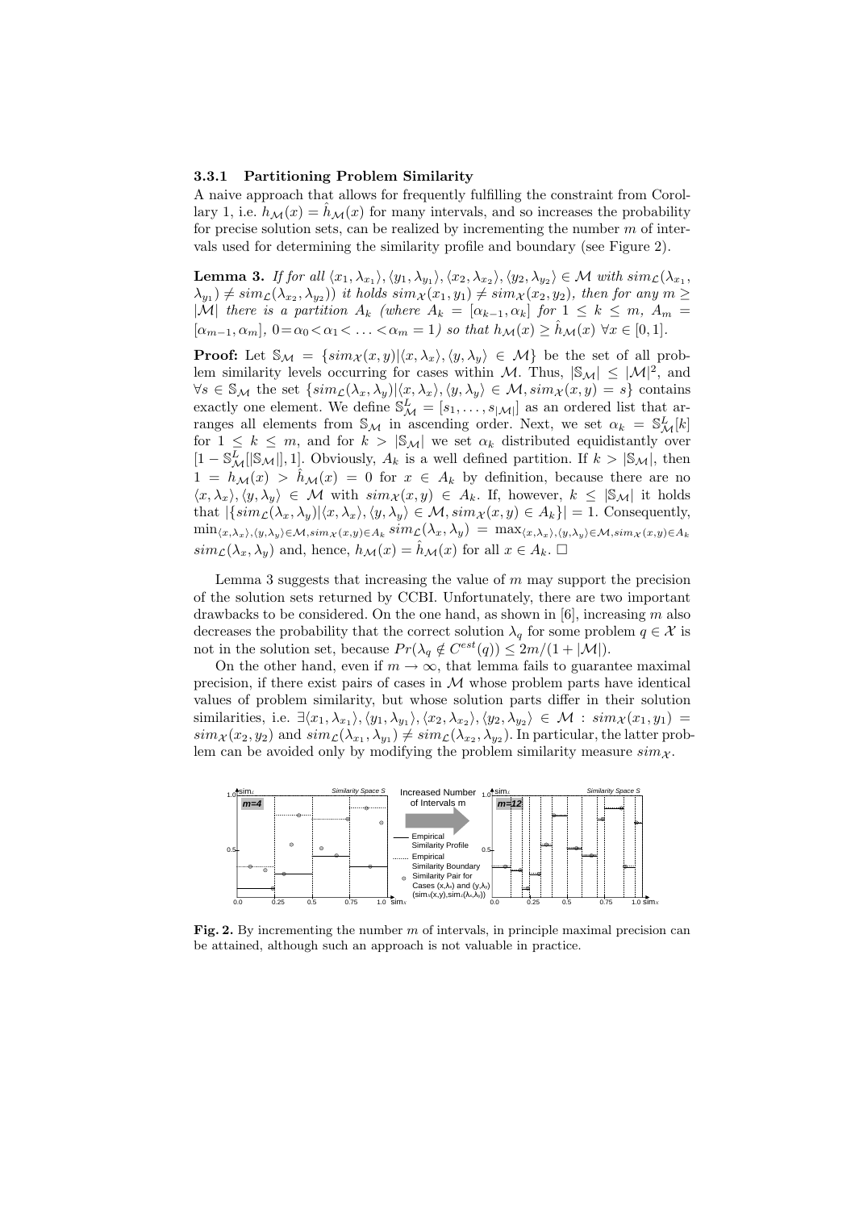### 3.3.1 Partitioning Problem Similarity

A naive approach that allows for frequently fulfilling the constraint from Corollary 1, i.e. $h_{\mathcal{M}}(x) = \hat{h}_{\mathcal{M}}(x)$ for many intervals, and so increases the probability for precise solution sets, can be realized by incrementing the number $m$ of intervals used for determining the similarity profile and boundary (see Figure 2).

**Lemma 3.** *If for all $\langle x_1, \lambda_{x_1}\rangle, \langle y_1, \lambda_{y_1}\rangle, \langle x_2, \lambda_{x_2}\rangle, \langle y_2, \lambda_{y_2}\rangle \in \mathcal{M}$ with $sim_{\mathcal{L}}(\lambda_{x_1}, \lambda_{y_1}) \neq sim_{\mathcal{L}}(\lambda_{x_2}, \lambda_{y_2})$) it holds $sim_{\mathcal{X}}(x_1, y_1) \neq sim_{\mathcal{X}}(x_2, y_2)$, then for any $m \geq |\mathcal{M}|$ there is a partition $A_k$ (where $A_k = [\alpha_{k-1}, \alpha_k]$ for $1 \leq k \leq m$, $A_m = [\alpha_{m-1}, \alpha_m]$, $0 = \alpha_0 < \alpha_1 < \ldots < \alpha_m = 1$) so that $h_{\mathcal{M}}(x) \geq \hat{h}_{\mathcal{M}}(x)$ $\forall x \in [0, 1]$.*

**Proof:** Let $\mathbb{S}_{\mathcal{M}} = \{sim_{\mathcal{X}}(x, y) | \langle x, \lambda_x\rangle, \langle y, \lambda_y\rangle \in \mathcal{M}\}$ be the set of all problem similarity levels occurring for cases within $\mathcal{M}$. Thus, $|\mathbb{S}_{\mathcal{M}}| \leq |\mathcal{M}|^2$, and $\forall s \in \mathbb{S}_{\mathcal{M}}$ the set $\{sim_{\mathcal{L}}(\lambda_x, \lambda_y) | \langle x, \lambda_x\rangle, \langle y, \lambda_y\rangle \in \mathcal{M}, sim_{\mathcal{X}}(x, y) = s\}$ contains exactly one element. We define $\mathbb{S}^L_{\mathcal{M}} = [s_1, \ldots, s_{|\mathcal{M}|}]$ as an ordered list that arranges all elements from $\mathbb{S}_{\mathcal{M}}$ in ascending order. Next, we set $\alpha_k = \mathbb{S}^L_{\mathcal{M}}[k]$ for $1 \leq k \leq m$, and for $k > |\mathbb{S}_{\mathcal{M}}|$ we set $\alpha_k$ distributed equidistantly over $[1 - \mathbb{S}^L_{\mathcal{M}}[|\mathbb{S}_{\mathcal{M}}|], 1]$. Obviously, $A_k$ is a well defined partition. If $k > |\mathbb{S}_{\mathcal{M}}|$, then $1 = h_{\mathcal{M}}(x) > \hat{h}_{\mathcal{M}}(x) = 0$ for $x \in A_k$ by definition, because there are no $\langle x, \lambda_x\rangle, \langle y, \lambda_y\rangle \in \mathcal{M}$ with $sim_{\mathcal{X}}(x, y) \in A_k$. If, however, $k \leq |\mathbb{S}_{\mathcal{M}}|$ it holds that $|\{sim_{\mathcal{L}}(\lambda_x, \lambda_y) | \langle x, \lambda_x\rangle, \langle y, \lambda_y\rangle \in \mathcal{M}, sim_{\mathcal{X}}(x, y) \in A_k\}| = 1$. Consequently, $\min_{\langle x, \lambda_x\rangle, \langle y, \lambda_y\rangle \in \mathcal{M}, sim_{\mathcal{X}}(x,y) \in A_k} sim_{\mathcal{L}}(\lambda_x, \lambda_y) = \max_{\langle x, \lambda_x\rangle, \langle y, \lambda_y\rangle \in \mathcal{M}, sim_{\mathcal{X}}(x,y) \in A_k} sim_{\mathcal{L}}(\lambda_x, \lambda_y)$ and, hence, $h_{\mathcal{M}}(x) = \hat{h}_{\mathcal{M}}(x)$ for all $x \in A_k$. □

Lemma 3 suggests that increasing the value of $m$ may support the precision of the solution sets returned by CCBI. Unfortunately, there are two important drawbacks to be considered. On the one hand, as shown in [6], increasing $m$ also decreases the probability that the correct solution $\lambda_q$ for some problem $q \in \mathcal{X}$ is not in the solution set, because $Pr(\lambda_q \notin C^{est}(q)) \leq 2m/(1 + |\mathcal{M}|)$.

On the other hand, even if $m \to \infty$, that lemma fails to guarantee maximal precision, if there exist pairs of cases in $\mathcal{M}$ whose problem parts have identical values of problem similarity, but whose solution parts differ in their solution similarities, i.e. $\exists \langle x_1, \lambda_{x_1}\rangle, \langle y_1, \lambda_{y_1}\rangle, \langle x_2, \lambda_{x_2}\rangle, \langle y_2, \lambda_{y_2}\rangle \in \mathcal{M} : sim_{\mathcal{X}}(x_1, y_1) = sim_{\mathcal{X}}(x_2, y_2)$ and $sim_{\mathcal{L}}(\lambda_{x_1}, \lambda_{y_1}) \neq sim_{\mathcal{L}}(\lambda_{x_2}, \lambda_{y_2})$. In particular, the latter problem can be avoided only by modifying the problem similarity measure $sim_{\mathcal{X}}$.

**Fig. 2.** By incrementing the number $m$ of intervals, in principle maximal precision can be attained, although such an approach is not valuable in practice.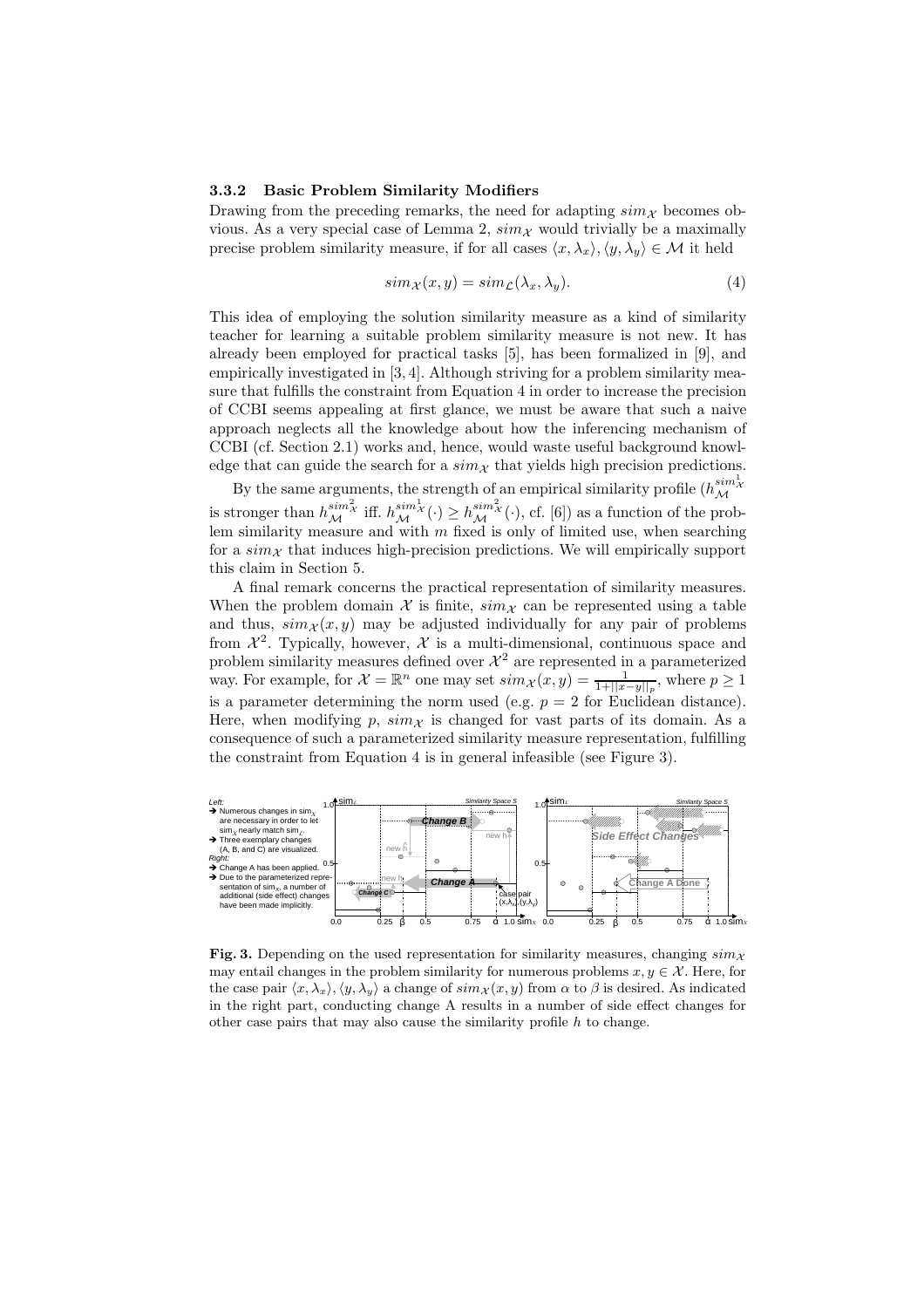### 3.3.2 Basic Problem Similarity Modifiers

Drawing from the preceding remarks, the need for adapting $sim_{\mathcal{X}}$ becomes obvious. As a very special case of Lemma 2, $sim_{\mathcal{X}}$ would trivially be a maximally precise problem similarity measure, if for all cases $\langle x, \lambda_x \rangle, \langle y, \lambda_y \rangle \in \mathcal{M}$ it held

$$sim_{\mathcal{X}}(x, y) = sim_{\mathcal{L}}(\lambda_x, \lambda_y). \tag{4}$$

This idea of employing the solution similarity measure as a kind of similarity teacher for learning a suitable problem similarity measure is not new. It has already been employed for practical tasks [5], has been formalized in [9], and empirically investigated in [3, 4]. Although striving for a problem similarity measure that fulfills the constraint from Equation 4 in order to increase the precision of CCBI seems appealing at first glance, we must be aware that such a naive approach neglects all the knowledge about how the inferencing mechanism of CCBI (cf. Section 2.1) works and, hence, would waste useful background knowledge that can guide the search for a $sim_{\mathcal{X}}$ that yields high precision predictions.

By the same arguments, the strength of an empirical similarity profile ($h_{\mathcal{M}}^{sim^1_{\mathcal{X}}}$ is stronger than $h_{\mathcal{M}}^{sim^2_{\mathcal{X}}}$ iff. $h_{\mathcal{M}}^{sim^1_{\mathcal{X}}}(\cdot) \geq h_{\mathcal{M}}^{sim^2_{\mathcal{X}}}(\cdot)$, cf. [6]) as a function of the problem similarity measure and with $m$ fixed is only of limited use, when searching for a $sim_{\mathcal{X}}$ that induces high-precision predictions. We will empirically support this claim in Section 5.

A final remark concerns the practical representation of similarity measures. When the problem domain $\mathcal{X}$ is finite, $sim_{\mathcal{X}}$ can be represented using a table and thus, $sim_{\mathcal{X}}(x, y)$ may be adjusted individually for any pair of problems from $\mathcal{X}^2$. Typically, however, $\mathcal{X}$ is a multi-dimensional, continuous space and problem similarity measures defined over $\mathcal{X}^2$ are represented in a parameterized way. For example, for $\mathcal{X} = \mathbb{R}^n$ one may set $sim_{\mathcal{X}}(x, y) = \frac{1}{1+||x-y||_p}$, where $p \geq 1$ is a parameter determining the norm used (e.g. $p = 2$ for Euclidean distance). Here, when modifying $p$, $sim_{\mathcal{X}}$ is changed for vast parts of its domain. As a consequence of such a parameterized similarity measure representation, fulfilling the constraint from Equation 4 is in general infeasible (see Figure 3).

Left:
- ➔ Numerous changes in $sim_{\mathcal{X}}$ are necessary in order to let $sim_{\mathcal{X}}$ nearly match $sim_{\mathcal{L}}$.
- ➔ Three exemplary changes (A, B, and C) are visualized.

Right:
- ➔ Change A has been applied.
- ➔ Due to the parameterized representation of $sim_{\mathcal{X}}$, a number of additional (side effect) changes have been made implicitly.

**Fig. 3.** Depending on the used representation for similarity measures, changing $sim_{\mathcal{X}}$ may entail changes in the problem similarity for numerous problems $x, y \in \mathcal{X}$. Here, for the case pair $\langle x, \lambda_x \rangle, \langle y, \lambda_y \rangle$ a change of $sim_{\mathcal{X}}(x, y)$ from $\alpha$ to $\beta$ is desired. As indicated in the right part, conducting change A results in a number of side effect changes for other case pairs that may also cause the similarity profile $h$ to change.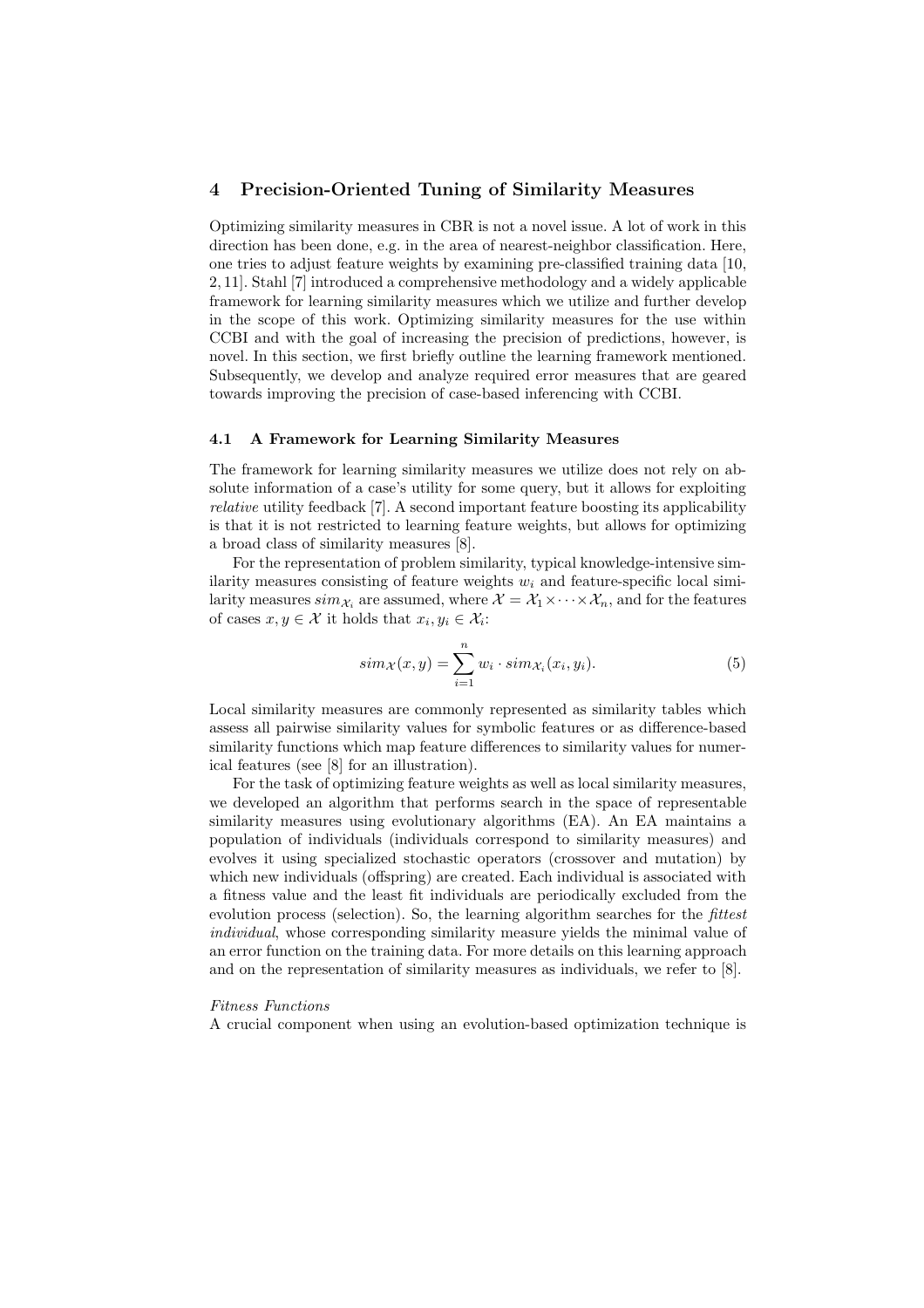## 4 Precision-Oriented Tuning of Similarity Measures

Optimizing similarity measures in CBR is not a novel issue. A lot of work in this direction has been done, e.g. in the area of nearest-neighbor classification. Here, one tries to adjust feature weights by examining pre-classified training data [10, 2, 11]. Stahl [7] introduced a comprehensive methodology and a widely applicable framework for learning similarity measures which we utilize and further develop in the scope of this work. Optimizing similarity measures for the use within CCBI and with the goal of increasing the precision of predictions, however, is novel. In this section, we first briefly outline the learning framework mentioned. Subsequently, we develop and analyze required error measures that are geared towards improving the precision of case-based inferencing with CCBI.

### 4.1 A Framework for Learning Similarity Measures

The framework for learning similarity measures we utilize does not rely on absolute information of a case's utility for some query, but it allows for exploiting *relative* utility feedback [7]. A second important feature boosting its applicability is that it is not restricted to learning feature weights, but allows for optimizing a broad class of similarity measures [8].

For the representation of problem similarity, typical knowledge-intensive similarity measures consisting of feature weights $w_i$ and feature-specific local similarity measures $sim_{\mathcal{X}_i}$ are assumed, where $\mathcal{X} = \mathcal{X}_1 \times \cdots \times \mathcal{X}_n$, and for the features of cases $x, y \in \mathcal{X}$ it holds that $x_i, y_i \in \mathcal{X}_i$:

$$sim_{\mathcal{X}}(x, y) = \sum_{i=1}^{n} w_i \cdot sim_{\mathcal{X}_i}(x_i, y_i). \tag{5}$$

Local similarity measures are commonly represented as similarity tables which assess all pairwise similarity values for symbolic features or as difference-based similarity functions which map feature differences to similarity values for numerical features (see [8] for an illustration).

For the task of optimizing feature weights as well as local similarity measures, we developed an algorithm that performs search in the space of representable similarity measures using evolutionary algorithms (EA). An EA maintains a population of individuals (individuals correspond to similarity measures) and evolves it using specialized stochastic operators (crossover and mutation) by which new individuals (offspring) are created. Each individual is associated with a fitness value and the least fit individuals are periodically excluded from the evolution process (selection). So, the learning algorithm searches for the *fittest individual*, whose corresponding similarity measure yields the minimal value of an error function on the training data. For more details on this learning approach and on the representation of similarity measures as individuals, we refer to [8].

*Fitness Functions*

A crucial component when using an evolution-based optimization technique is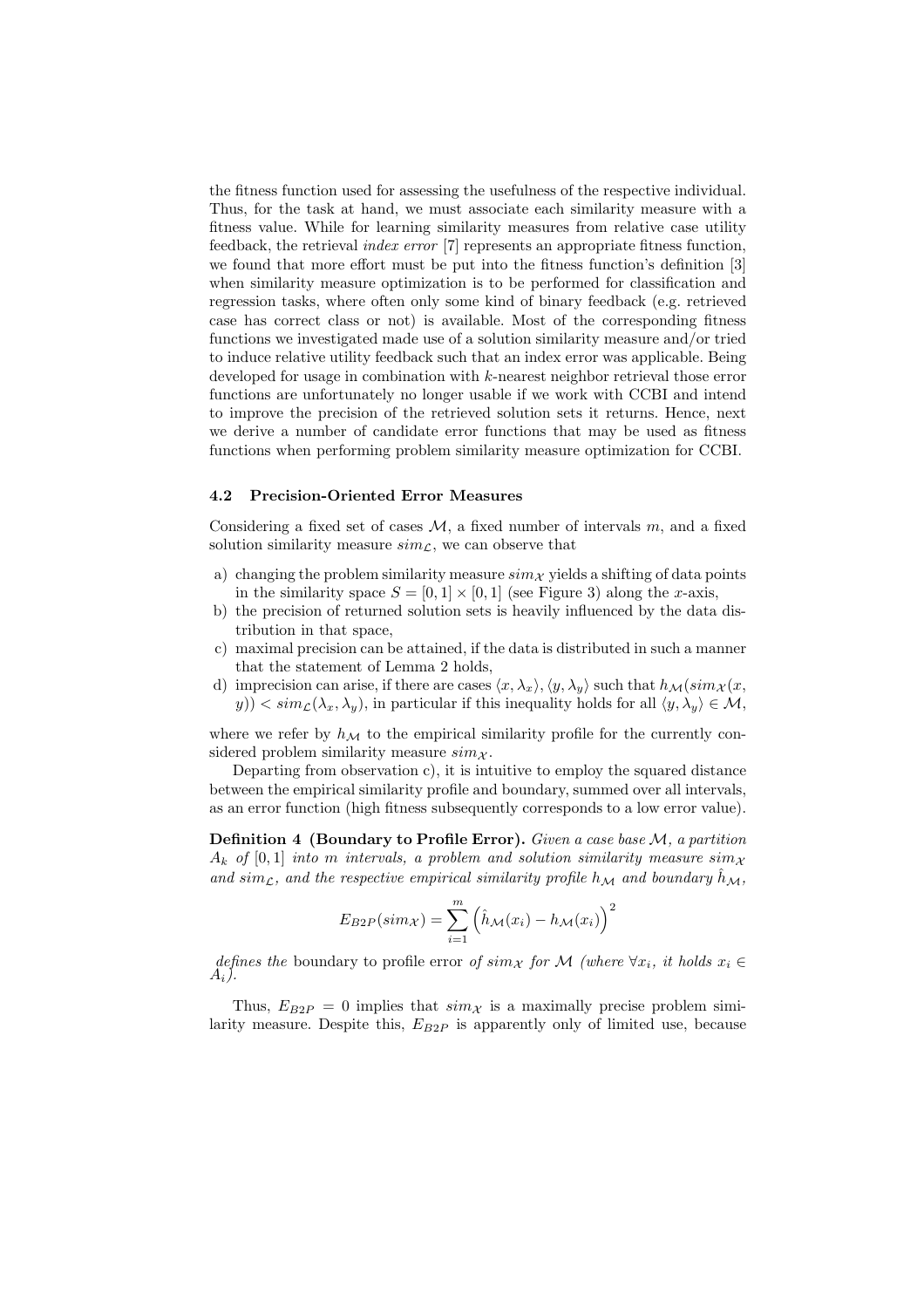the fitness function used for assessing the usefulness of the respective individual. Thus, for the task at hand, we must associate each similarity measure with a fitness value. While for learning similarity measures from relative case utility feedback, the retrieval *index error* [7] represents an appropriate fitness function, we found that more effort must be put into the fitness function's definition [3] when similarity measure optimization is to be performed for classification and regression tasks, where often only some kind of binary feedback (e.g. retrieved case has correct class or not) is available. Most of the corresponding fitness functions we investigated made use of a solution similarity measure and/or tried to induce relative utility feedback such that an index error was applicable. Being developed for usage in combination with $k$-nearest neighbor retrieval those error functions are unfortunately no longer usable if we work with CCBI and intend to improve the precision of the retrieved solution sets it returns. Hence, next we derive a number of candidate error functions that may be used as fitness functions when performing problem similarity measure optimization for CCBI.

### 4.2 Precision-Oriented Error Measures

Considering a fixed set of cases $\mathcal{M}$, a fixed number of intervals $m$, and a fixed solution similarity measure $sim_{\mathcal{L}}$, we can observe that

a) changing the problem similarity measure $sim_{\mathcal{X}}$ yields a shifting of data points in the similarity space $S = [0,1] \times [0,1]$ (see Figure 3) along the $x$-axis,
b) the precision of returned solution sets is heavily influenced by the data distribution in that space,
c) maximal precision can be attained, if the data is distributed in such a manner that the statement of Lemma 2 holds,
d) imprecision can arise, if there are cases $\langle x, \lambda_x \rangle, \langle y, \lambda_y \rangle$ such that $h_{\mathcal{M}}(sim_{\mathcal{X}}(x, y)) < sim_{\mathcal{L}}(\lambda_x, \lambda_y)$, in particular if this inequality holds for all $\langle y, \lambda_y \rangle \in \mathcal{M}$,

where we refer by $h_{\mathcal{M}}$ to the empirical similarity profile for the currently considered problem similarity measure $sim_{\mathcal{X}}$.

Departing from observation c), it is intuitive to employ the squared distance between the empirical similarity profile and boundary, summed over all intervals, as an error function (high fitness subsequently corresponds to a low error value).

**Definition 4 (Boundary to Profile Error).** *Given a case base $\mathcal{M}$, a partition $A_k$ of $[0,1]$ into $m$ intervals, a problem and solution similarity measure $sim_{\mathcal{X}}$ and $sim_{\mathcal{L}}$, and the respective empirical similarity profile $h_{\mathcal{M}}$ and boundary $\hat{h}_{\mathcal{M}}$,*

$$E_{B2P}(sim_{\mathcal{X}}) = \sum_{i=1}^{m} \left( \hat{h}_{\mathcal{M}}(x_i) - h_{\mathcal{M}}(x_i) \right)^2$$

*defines the* boundary to profile error *of $sim_{\mathcal{X}}$ for $\mathcal{M}$ (where $\forall x_i$, it holds $x_i \in A_i$).*

Thus, $E_{B2P} = 0$ implies that $sim_{\mathcal{X}}$ is a maximally precise problem similarity measure. Despite this, $E_{B2P}$ is apparently only of limited use, because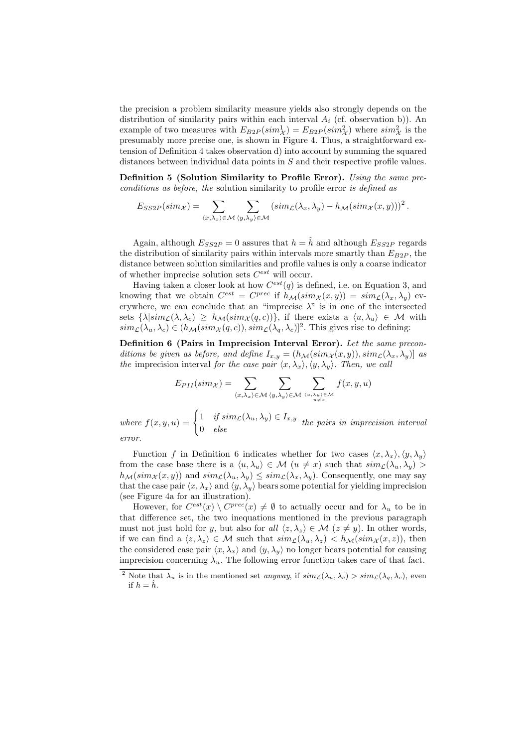the precision a problem similarity measure yields also strongly depends on the distribution of similarity pairs within each interval $A_i$ (cf. observation b)). An example of two measures with $E_{B2P}(sim^1_{\mathcal{X}}) = E_{B2P}(sim^2_{\mathcal{X}})$ where $sim^2_{\mathcal{X}}$ is the presumably more precise one, is shown in Figure 4. Thus, a straightforward extension of Definition 4 takes observation d) into account by summing the squared distances between individual data points in $S$ and their respective profile values.

**Definition 5 (Solution Similarity to Profile Error).** *Using the same preconditions as before, the* solution similarity to profile error *is defined as*

$$E_{SS2P}(sim_{\mathcal{X}}) = \sum_{\langle x,\lambda_x\rangle \in \mathcal{M}} \sum_{\langle y,\lambda_y\rangle \in \mathcal{M}} \left(sim_{\mathcal{L}}(\lambda_x, \lambda_y) - h_{\mathcal{M}}(sim_{\mathcal{X}}(x,y))\right)^2.$$

Again, although $E_{SS2P} = 0$ assures that $h = \hat{h}$ and although $E_{SS2P}$ regards the distribution of similarity pairs within intervals more smartly than $E_{B2P}$, the distance between solution similarities and profile values is only a coarse indicator of whether imprecise solution sets $C^{est}$ will occur.

Having taken a closer look at how $C^{est}(q)$ is defined, i.e. on Equation 3, and knowing that we obtain $C^{est} = C^{prec}$ if $h_{\mathcal{M}}(sim_{\mathcal{X}}(x,y)) = sim_{\mathcal{L}}(\lambda_x, \lambda_y)$ everywhere, we can conclude that an "imprecise $\lambda$" is in one of the intersected sets $\{\lambda | sim_{\mathcal{L}}(\lambda, \lambda_c) \geq h_{\mathcal{M}}(sim_{\mathcal{X}}(q,c))\}$, if there exists a $\langle u, \lambda_u \rangle \in \mathcal{M}$ with $sim_{\mathcal{L}}(\lambda_u, \lambda_c) \in (h_{\mathcal{M}}(sim_{\mathcal{X}}(q,c)), sim_{\mathcal{L}}(\lambda_q, \lambda_c)]$[2]. This gives rise to defining:

**Definition 6 (Pairs in Imprecision Interval Error).** *Let the same preconditions be given as before, and define $I_{x,y} = (h_{\mathcal{M}}(sim_{\mathcal{X}}(x,y)), sim_{\mathcal{L}}(\lambda_x, \lambda_y)]$ as the* imprecision interval *for the case pair $\langle x, \lambda_x \rangle, \langle y, \lambda_y \rangle$. Then, we call*

$$E_{PII}(sim_{\mathcal{X}}) = \sum_{\langle x,\lambda_x\rangle \in \mathcal{M}} \sum_{\langle y,\lambda_y\rangle \in \mathcal{M}} \sum_{\substack{\langle u,\lambda_u\rangle \in \mathcal{M} \\ u \neq x}} f(x,y,u)$$

*where* $f(x,y,u) = \begin{cases} 1 & \text{if } sim_{\mathcal{L}}(\lambda_u, \lambda_y) \in I_{x,y} \\ 0 & \text{else} \end{cases}$ *the pairs in imprecision interval error.*

Function $f$ in Definition 6 indicates whether for two cases $\langle x, \lambda_x \rangle, \langle y, \lambda_y \rangle$ from the case base there is a $\langle u, \lambda_u \rangle \in \mathcal{M}$ ($u \neq x$) such that $sim_{\mathcal{L}}(\lambda_u, \lambda_y) > h_{\mathcal{M}}(sim_{\mathcal{X}}(x,y))$ and $sim_{\mathcal{L}}(\lambda_u, \lambda_y) \leq sim_{\mathcal{L}}(\lambda_x, \lambda_y)$. Consequently, one may say that the case pair $\langle x, \lambda_x \rangle$ and $\langle y, \lambda_y \rangle$ bears some potential for yielding imprecision (see Figure 4a for an illustration).

However, for $C^{est}(x) \setminus C^{prec}(x) \neq \emptyset$ to actually occur and for $\lambda_u$ to be in that difference set, the two inequations mentioned in the previous paragraph must not just hold for $y$, but also for *all* $\langle z, \lambda_z \rangle \in \mathcal{M}$ ($z \neq y$). In other words, if we can find a $\langle z, \lambda_z \rangle \in \mathcal{M}$ such that $sim_{\mathcal{L}}(\lambda_u, \lambda_z) < h_{\mathcal{M}}(sim_{\mathcal{X}}(x,z))$, then the considered case pair $\langle x, \lambda_x \rangle$ and $\langle y, \lambda_y \rangle$ no longer bears potential for causing imprecision concerning $\lambda_u$. The following error function takes care of that fact.

[2] Note that $\lambda_u$ is in the mentioned set *anyway*, if $sim_{\mathcal{L}}(\lambda_u, \lambda_c) > sim_{\mathcal{L}}(\lambda_q, \lambda_c)$, even if $h = \hat{h}$.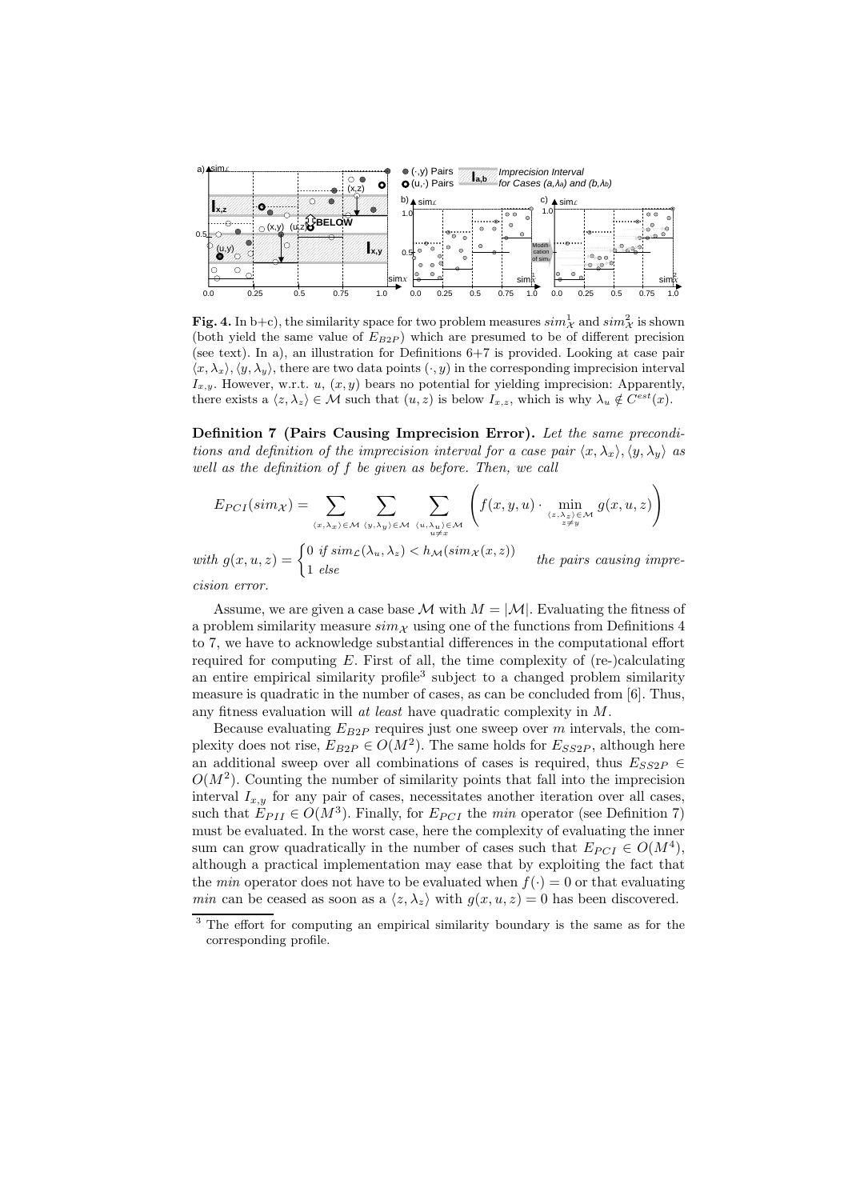**Fig. 4.** In b+c), the similarity space for two problem measures $sim^1_{\mathcal{X}}$ and $sim^2_{\mathcal{X}}$ is shown (both yield the same value of $E_{B2P}$) which are presumed to be of different precision (see text). In a), an illustration for Definitions 6+7 is provided. Looking at case pair $\langle x, \lambda_x \rangle, \langle y, \lambda_y \rangle$, there are two data points $(\cdot, y)$ in the corresponding imprecision interval $I_{x,y}$. However, w.r.t. $u$, $(x, y)$ bears no potential for yielding imprecision: Apparently, there exists a $\langle z, \lambda_z \rangle \in \mathcal{M}$ such that $(u, z)$ is below $I_{x,z}$, which is why $\lambda_u \notin C^{est}(x)$.

**Definition 7 (Pairs Causing Imprecision Error).** *Let the same preconditions and definition of the imprecision interval for a case pair $\langle x, \lambda_x \rangle, \langle y, \lambda_y \rangle$ as well as the definition of $f$ be given as before. Then, we call*

$$E_{PCI}(sim_{\mathcal{X}}) = \sum_{\langle x, \lambda_x \rangle \in \mathcal{M}} \sum_{\langle y, \lambda_y \rangle \in \mathcal{M}} \sum_{\substack{\langle u, \lambda_u \rangle \in \mathcal{M} \\ u \neq x}} \left( f(x, y, u) \cdot \min_{\substack{\langle z, \lambda_z \rangle \in \mathcal{M} \\ z \neq y}} g(x, u, z) \right)$$

*with* $g(x, u, z) = \begin{cases} 0 & \text{if } sim_{\mathcal{L}}(\lambda_u, \lambda_z) < h_{\mathcal{M}}(sim_{\mathcal{X}}(x, z)) \\ 1 & \text{else} \end{cases}$ *the pairs causing imprecision error.*

Assume, we are given a case base $\mathcal{M}$ with $M = |\mathcal{M}|$. Evaluating the fitness of a problem similarity measure $sim_{\mathcal{X}}$ using one of the functions from Definitions 4 to 7, we have to acknowledge substantial differences in the computational effort required for computing $E$. First of all, the time complexity of (re-)calculating an entire empirical similarity profile[3] subject to a changed problem similarity measure is quadratic in the number of cases, as can be concluded from [6]. Thus, any fitness evaluation will *at least* have quadratic complexity in $M$.

Because evaluating $E_{B2P}$ requires just one sweep over $m$ intervals, the complexity does not rise, $E_{B2P} \in O(M^2)$. The same holds for $E_{SS2P}$, although here an additional sweep over all combinations of cases is required, thus $E_{SS2P} \in O(M^2)$. Counting the number of similarity points that fall into the imprecision interval $I_{x,y}$ for any pair of cases, necessitates another iteration over all cases, such that $E_{PII} \in O(M^3)$. Finally, for $E_{PCI}$ the *min* operator (see Definition 7) must be evaluated. In the worst case, here the complexity of evaluating the inner sum can grow quadratically in the number of cases such that $E_{PCI} \in O(M^4)$, although a practical implementation may ease that by exploiting the fact that the *min* operator does not have to be evaluated when $f(\cdot) = 0$ or that evaluating *min* can be ceased as soon as a $\langle z, \lambda_z \rangle$ with $g(x, u, z) = 0$ has been discovered.

[3] The effort for computing an empirical similarity boundary is the same as for the corresponding profile.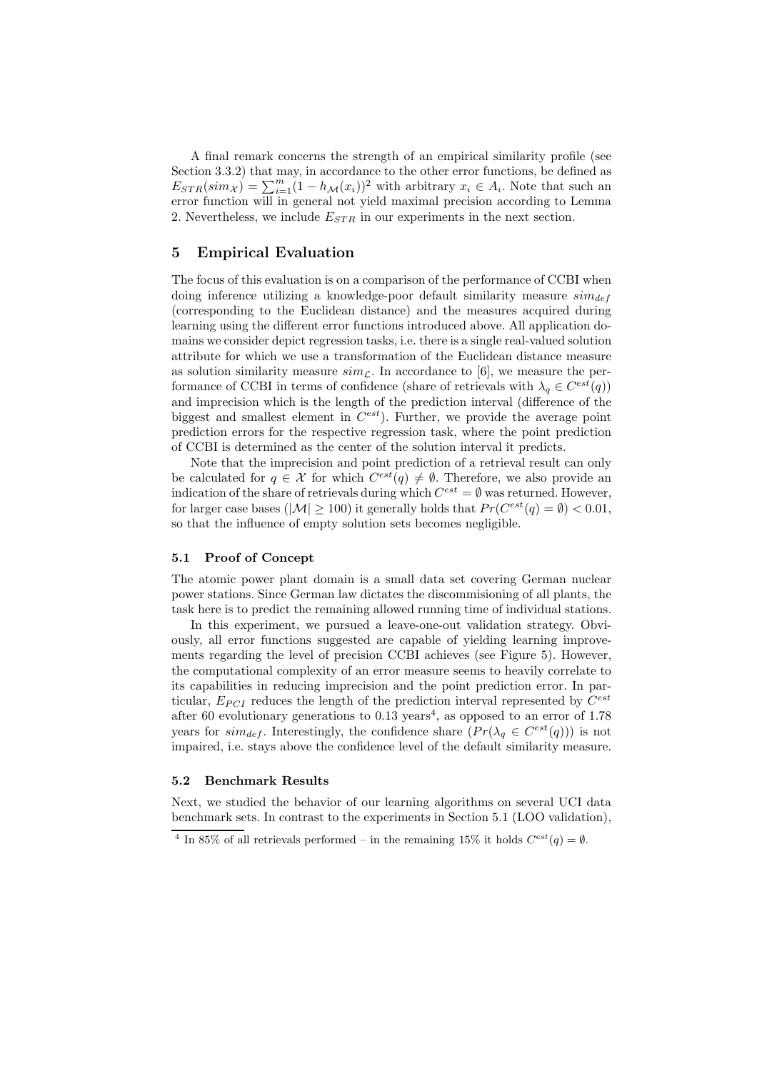A final remark concerns the strength of an empirical similarity profile (see Section 3.3.2) that may, in accordance to the other error functions, be defined as $E_{STR}(sim_{\mathcal{X}}) = \sum_{i=1}^{m}(1 - h_{\mathcal{M}}(x_i))^2$ with arbitrary $x_i \in A_i$. Note that such an error function will in general not yield maximal precision according to Lemma 2. Nevertheless, we include $E_{STR}$ in our experiments in the next section.

## 5 Empirical Evaluation

The focus of this evaluation is on a comparison of the performance of CCBI when doing inference utilizing a knowledge-poor default similarity measure $sim_{def}$ (corresponding to the Euclidean distance) and the measures acquired during learning using the different error functions introduced above. All application domains we consider depict regression tasks, i.e. there is a single real-valued solution attribute for which we use a transformation of the Euclidean distance measure as solution similarity measure $sim_{\mathcal{L}}$. In accordance to [6], we measure the performance of CCBI in terms of confidence (share of retrievals with $\lambda_q \in C^{est}(q)$) and imprecision which is the length of the prediction interval (difference of the biggest and smallest element in $C^{est}$). Further, we provide the average point prediction errors for the respective regression task, where the point prediction of CCBI is determined as the center of the solution interval it predicts.

Note that the imprecision and point prediction of a retrieval result can only be calculated for $q \in \mathcal{X}$ for which $C^{est}(q) \neq \emptyset$. Therefore, we also provide an indication of the share of retrievals during which $C^{est} = \emptyset$ was returned. However, for larger case bases ($|\mathcal{M}| \geq 100$) it generally holds that $Pr(C^{est}(q) = \emptyset) < 0.01$, so that the influence of empty solution sets becomes negligible.

### 5.1 Proof of Concept

The atomic power plant domain is a small data set covering German nuclear power stations. Since German law dictates the discommisioning of all plants, the task here is to predict the remaining allowed running time of individual stations.

In this experiment, we pursued a leave-one-out validation strategy. Obviously, all error functions suggested are capable of yielding learning improvements regarding the level of precision CCBI achieves (see Figure 5). However, the computational complexity of an error measure seems to heavily correlate to its capabilities in reducing imprecision and the point prediction error. In particular, $E_{PCI}$ reduces the length of the prediction interval represented by $C^{est}$ after 60 evolutionary generations to 0.13 years[4], as opposed to an error of 1.78 years for $sim_{def}$. Interestingly, the confidence share ($Pr(\lambda_q \in C^{est}(q))$) is not impaired, i.e. stays above the confidence level of the default similarity measure.

### 5.2 Benchmark Results

Next, we studied the behavior of our learning algorithms on several UCI data benchmark sets. In contrast to the experiments in Section 5.1 (LOO validation),

[4] In 85% of all retrievals performed – in the remaining 15% it holds $C^{est}(q) = \emptyset$.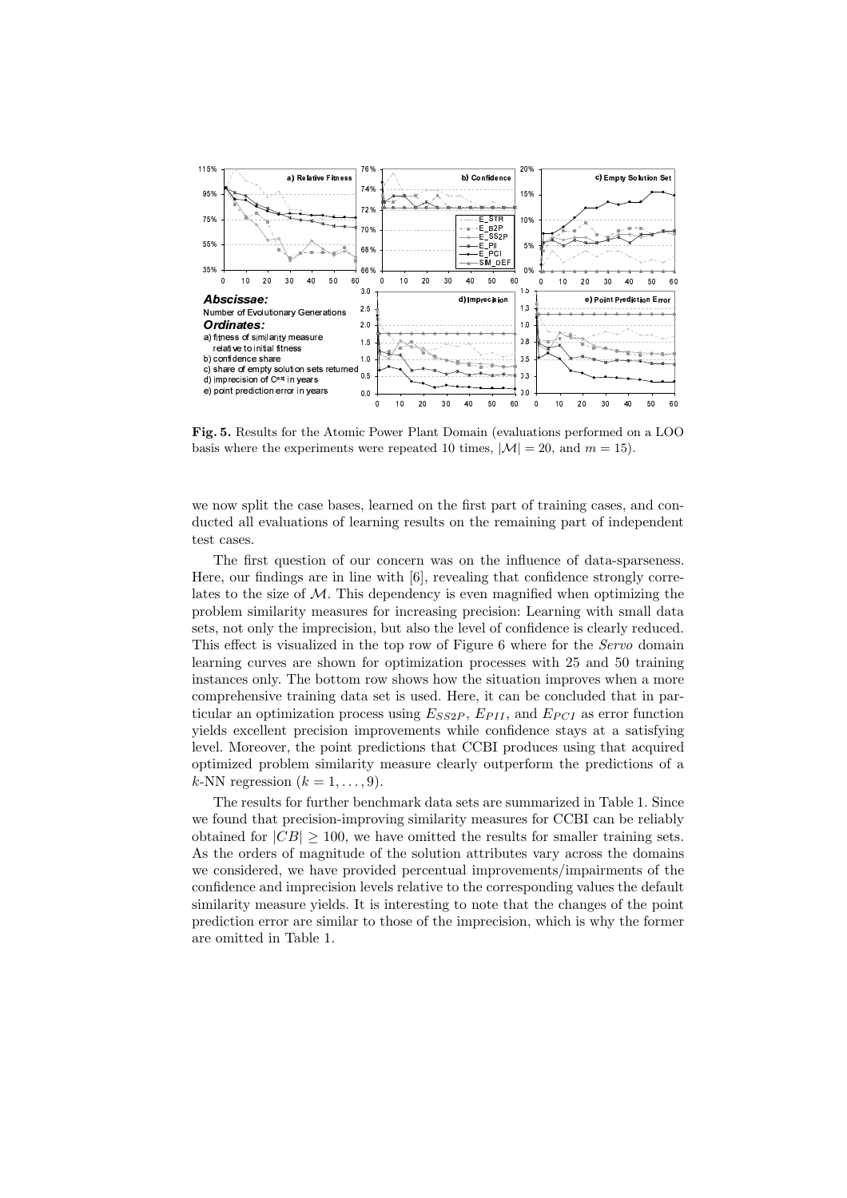**Fig. 5.** Results for the Atomic Power Plant Domain (evaluations performed on a LOO basis where the experiments were repeated 10 times, $|\mathcal{M}| = 20$, and $m = 15$).

we now split the case bases, learned on the first part of training cases, and conducted all evaluations of learning results on the remaining part of independent test cases.

The first question of our concern was on the influence of data-sparseness. Here, our findings are in line with [6], revealing that confidence strongly correlates to the size of $\mathcal{M}$. This dependency is even magnified when optimizing the problem similarity measures for increasing precision: Learning with small data sets, not only the imprecision, but also the level of confidence is clearly reduced. This effect is visualized in the top row of Figure 6 where for the *Servo* domain learning curves are shown for optimization processes with 25 and 50 training instances only. The bottom row shows how the situation improves when a more comprehensive training data set is used. Here, it can be concluded that in particular an optimization process using $E_{SS2P}$, $E_{PII}$, and $E_{PCI}$ as error function yields excellent precision improvements while confidence stays at a satisfying level. Moreover, the point predictions that CCBI produces using that acquired optimized problem similarity measure clearly outperform the predictions of a $k$-NN regression ($k = 1, \ldots, 9$).

The results for further benchmark data sets are summarized in Table 1. Since we found that precision-improving similarity measures for CCBI can be reliably obtained for $|CB| \geq 100$, we have omitted the results for smaller training sets. As the orders of magnitude of the solution attributes vary across the domains we considered, we have provided percentual improvements/impairments of the confidence and imprecision levels relative to the corresponding values the default similarity measure yields. It is interesting to note that the changes of the point prediction error are similar to those of the imprecision, which is why the former are omitted in Table 1.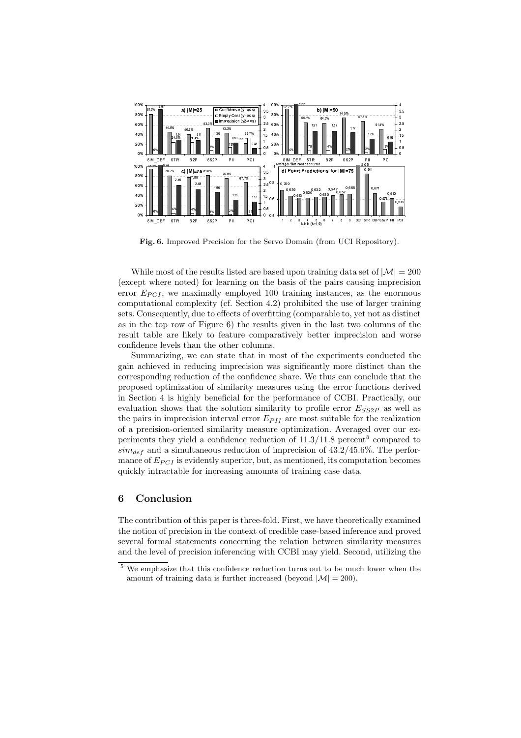**Fig. 6.** Improved Precision for the Servo Domain (from UCI Repository).

While most of the results listed are based upon training data set of $|\mathcal{M}| = 200$ (except where noted) for learning on the basis of the pairs causing imprecision error $E_{PCI}$, we maximally employed 100 training instances, as the enormous computational complexity (cf. Section 4.2) prohibited the use of larger training sets. Consequently, due to effects of overfitting (comparable to, yet not as distinct as in the top row of Figure 6) the results given in the last two columns of the result table are likely to feature comparatively better imprecision and worse confidence levels than the other columns.

Summarizing, we can state that in most of the experiments conducted the gain achieved in reducing imprecision was significantly more distinct than the corresponding reduction of the confidence share. We thus can conclude that the proposed optimization of similarity measures using the error functions derived in Section 4 is highly beneficial for the performance of CCBI. Practically, our evaluation shows that the solution similarity to profile error $E_{SS2P}$ as well as the pairs in imprecision interval error $E_{PII}$ are most suitable for the realization of a precision-oriented similarity measure optimization. Averaged over our experiments they yield a confidence reduction of 11.3/11.8 percent[5] compared to $sim_{def}$ and a simultaneous reduction of imprecision of 43.2/45.6%. The performance of $E_{PCI}$ is evidently superior, but, as mentioned, its computation becomes quickly intractable for increasing amounts of training case data.

## 6 Conclusion

The contribution of this paper is three-fold. First, we have theoretically examined the notion of precision in the context of credible case-based inference and proved several formal statements concerning the relation between similarity measures and the level of precision inferencing with CCBI may yield. Second, utilizing the

[5] We emphasize that this confidence reduction turns out to be much lower when the amount of training data is further increased (beyond $|\mathcal{M}| = 200$).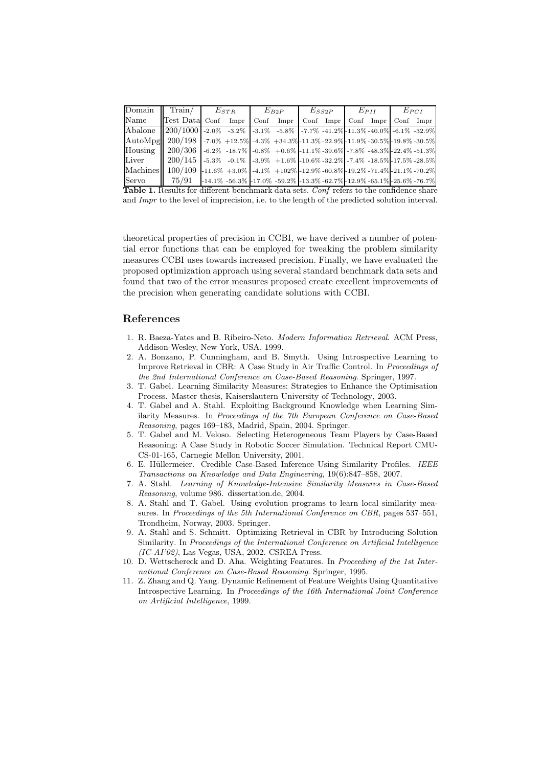| Domain | Train/ | $E_{STR}$ | | $E_{B2P}$ | | $E_{SS2P}$ | | $E_{PII}$ | | $E_{PCI}$ | |
|---|---|---|---|---|---|---|---|---|---|---|---|
| Name | Test Data | Conf | Impr | Conf | Impr | Conf | Impr | Conf | Impr | Conf | Impr |
| Abalone | 200/1000 | -2.0% | -3.2% | -3.1% | -5.8% | -7.7% | -41.2% | -11.3% | -40.0% | -6.1% | -32.9% |
| AutoMpg | 200/198 | -7.0% | +12.5% | -4.3% | +34.3% | -11.3% | -22.9% | -11.9% | -30.5% | -19.8% | -30.5% |
| Housing | 200/306 | -6.2% | -18.7% | -0.8% | +0.6% | -11.1% | -39.6% | -7.8% | -48.3% | -22.4% | -51.3% |
| Liver | 200/145 | -5.3% | -0.1% | -3.9% | +1.6% | -10.6% | -32.2% | -7.4% | -18.5% | -17.5% | -28.5% |
| Machines | 100/109 | -11.6% | +3.0% | -4.1% | +102% | -12.9% | -60.8% | -19.2% | -71.4% | -21.1% | -70.2% |
| Servo | 75/91 | -14.1% | -56.3% | -17.0% | -59.2% | -13.3% | -62.7% | -12.9% | -65.1% | -25.6% | -76.7% |

**Table 1.** Results for different benchmark data sets. *Conf* refers to the confidence share and *Impr* to the level of imprecision, i.e. to the length of the predicted solution interval.

theoretical properties of precision in CCBI, we have derived a number of potential error functions that can be employed for tweaking the problem similarity measures CCBI uses towards increased precision. Finally, we have evaluated the proposed optimization approach using several standard benchmark data sets and found that two of the error measures proposed create excellent improvements of the precision when generating candidate solutions with CCBI.

## References

1. R. Baeza-Yates and B. Ribeiro-Neto. *Modern Information Retrieval*. ACM Press, Addison-Wesley, New York, USA, 1999.
2. A. Bonzano, P. Cunningham, and B. Smyth. Using Introspective Learning to Improve Retrieval in CBR: A Case Study in Air Traffic Control. In *Proceedings of the 2nd International Conference on Case-Based Reasoning*. Springer, 1997.
3. T. Gabel. Learning Similarity Measures: Strategies to Enhance the Optimisation Process. Master thesis, Kaiserslautern University of Technology, 2003.
4. T. Gabel and A. Stahl. Exploiting Background Knowledge when Learning Similarity Measures. In *Proceedings of the 7th European Conference on Case-Based Reasoning*, pages 169–183, Madrid, Spain, 2004. Springer.
5. T. Gabel and M. Veloso. Selecting Heterogeneous Team Players by Case-Based Reasoning: A Case Study in Robotic Soccer Simulation. Technical Report CMU-CS-01-165, Carnegie Mellon University, 2001.
6. E. Hüllermeier. Credible Case-Based Inference Using Similarity Profiles. *IEEE Transactions on Knowledge and Data Engineering*, 19(6):847–858, 2007.
7. A. Stahl. *Learning of Knowledge-Intensive Similarity Measures in Case-Based Reasoning*, volume 986. dissertation.de, 2004.
8. A. Stahl and T. Gabel. Using evolution programs to learn local similarity measures. In *Proceedings of the 5th International Conference on CBR*, pages 537–551, Trondheim, Norway, 2003. Springer.
9. A. Stahl and S. Schmitt. Optimizing Retrieval in CBR by Introducing Solution Similarity. In *Proceedings of the International Conference on Artificial Intelligence (IC-AI'02)*, Las Vegas, USA, 2002. CSREA Press.
10. D. Wettschereck and D. Aha. Weighting Features. In *Proceeding of the 1st International Conference on Case-Based Reasoning*. Springer, 1995.
11. Z. Zhang and Q. Yang. Dynamic Refinement of Feature Weights Using Quantitative Introspective Learning. In *Proceedings of the 16th International Joint Conference on Artificial Intelligence*, 1999.